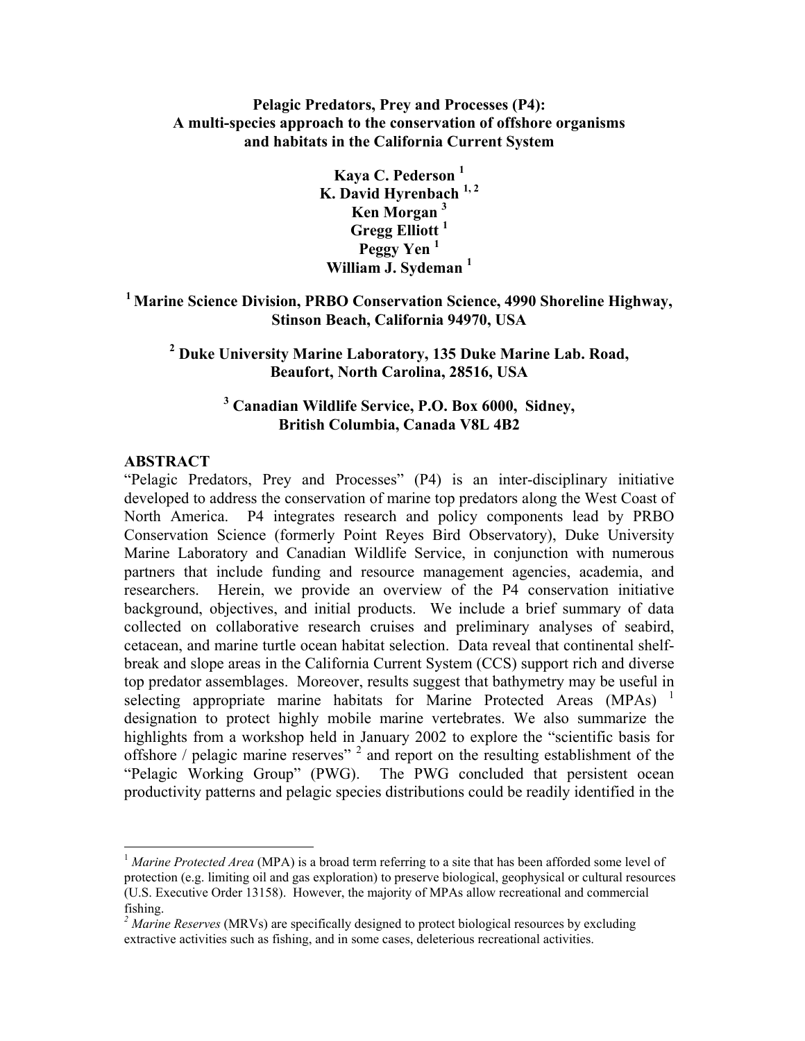# Pelagic Predators, Prey and Processes (P4): A multi-species approach to the conservation of offshore organisms and habitats in the California Current System

**Kaya C. Pederson [1]**
**K. David Hyrenbach [1, 2]**
**Ken Morgan [3]**
**Gregg Elliott [1]**
**Peggy Yen [1]**
**William J. Sydeman [1]**

**[1] Marine Science Division, PRBO Conservation Science, 4990 Shoreline Highway, Stinson Beach, California 94970, USA**

**[2] Duke University Marine Laboratory, 135 Duke Marine Lab. Road, Beaufort, North Carolina, 28516, USA**

**[3] Canadian Wildlife Service, P.O. Box 6000, Sidney, British Columbia, Canada V8L 4B2**

## ABSTRACT

"Pelagic Predators, Prey and Processes" (P4) is an inter-disciplinary initiative developed to address the conservation of marine top predators along the West Coast of North America. P4 integrates research and policy components lead by PRBO Conservation Science (formerly Point Reyes Bird Observatory), Duke University Marine Laboratory and Canadian Wildlife Service, in conjunction with numerous partners that include funding and resource management agencies, academia, and researchers. Herein, we provide an overview of the P4 conservation initiative background, objectives, and initial products. We include a brief summary of data collected on collaborative research cruises and preliminary analyses of seabird, cetacean, and marine turtle ocean habitat selection. Data reveal that continental shelf-break and slope areas in the California Current System (CCS) support rich and diverse top predator assemblages. Moreover, results suggest that bathymetry may be useful in selecting appropriate marine habitats for Marine Protected Areas (MPAs) [1] designation to protect highly mobile marine vertebrates. We also summarize the highlights from a workshop held in January 2002 to explore the "scientific basis for offshore / pelagic marine reserves" [2] and report on the resulting establishment of the "Pelagic Working Group" (PWG). The PWG concluded that persistent ocean productivity patterns and pelagic species distributions could be readily identified in the

---

[1] *Marine Protected Area* (MPA) is a broad term referring to a site that has been afforded some level of protection (e.g. limiting oil and gas exploration) to preserve biological, geophysical or cultural resources (U.S. Executive Order 13158). However, the majority of MPAs allow recreational and commercial fishing.

[2] *Marine Reserves* (MRVs) are specifically designed to protect biological resources by excluding extractive activities such as fishing, and in some cases, deleterious recreational activities.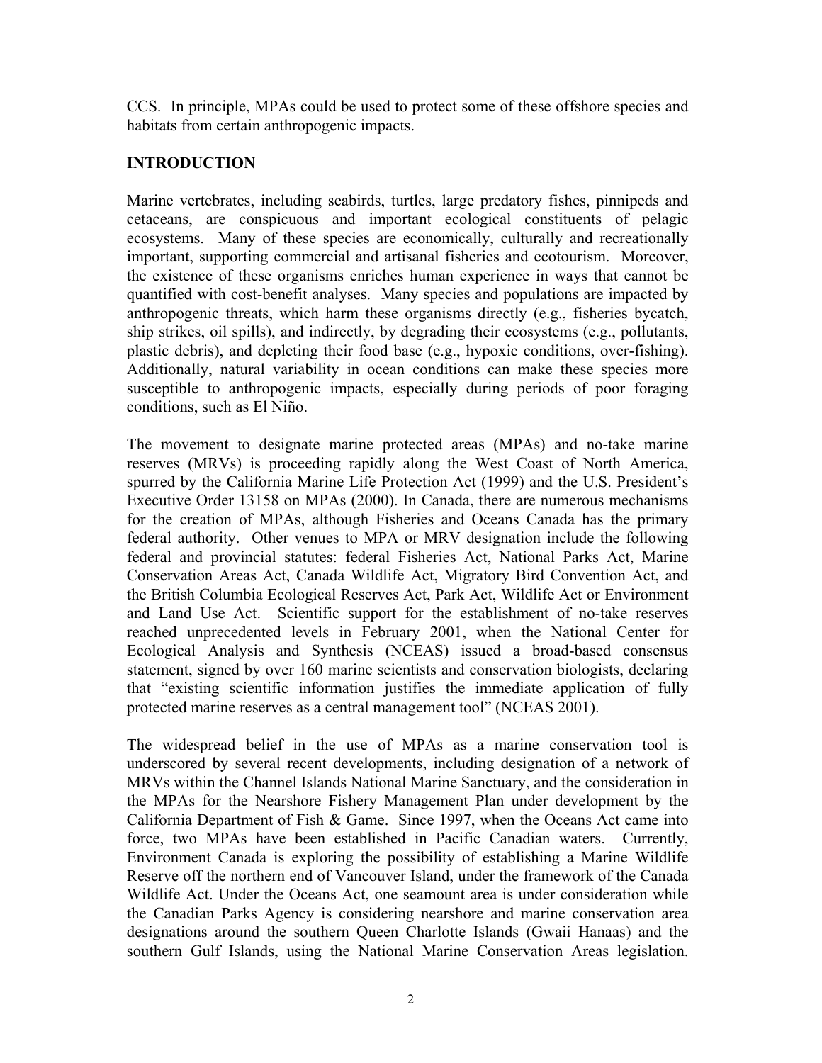CCS. In principle, MPAs could be used to protect some of these offshore species and habitats from certain anthropogenic impacts.

## INTRODUCTION

Marine vertebrates, including seabirds, turtles, large predatory fishes, pinnipeds and cetaceans, are conspicuous and important ecological constituents of pelagic ecosystems. Many of these species are economically, culturally and recreationally important, supporting commercial and artisanal fisheries and ecotourism. Moreover, the existence of these organisms enriches human experience in ways that cannot be quantified with cost-benefit analyses. Many species and populations are impacted by anthropogenic threats, which harm these organisms directly (e.g., fisheries bycatch, ship strikes, oil spills), and indirectly, by degrading their ecosystems (e.g., pollutants, plastic debris), and depleting their food base (e.g., hypoxic conditions, over-fishing). Additionally, natural variability in ocean conditions can make these species more susceptible to anthropogenic impacts, especially during periods of poor foraging conditions, such as El Niño.

The movement to designate marine protected areas (MPAs) and no-take marine reserves (MRVs) is proceeding rapidly along the West Coast of North America, spurred by the California Marine Life Protection Act (1999) and the U.S. President's Executive Order 13158 on MPAs (2000). In Canada, there are numerous mechanisms for the creation of MPAs, although Fisheries and Oceans Canada has the primary federal authority. Other venues to MPA or MRV designation include the following federal and provincial statutes: federal Fisheries Act, National Parks Act, Marine Conservation Areas Act, Canada Wildlife Act, Migratory Bird Convention Act, and the British Columbia Ecological Reserves Act, Park Act, Wildlife Act or Environment and Land Use Act. Scientific support for the establishment of no-take reserves reached unprecedented levels in February 2001, when the National Center for Ecological Analysis and Synthesis (NCEAS) issued a broad-based consensus statement, signed by over 160 marine scientists and conservation biologists, declaring that "existing scientific information justifies the immediate application of fully protected marine reserves as a central management tool" (NCEAS 2001).

The widespread belief in the use of MPAs as a marine conservation tool is underscored by several recent developments, including designation of a network of MRVs within the Channel Islands National Marine Sanctuary, and the consideration in the MPAs for the Nearshore Fishery Management Plan under development by the California Department of Fish & Game. Since 1997, when the Oceans Act came into force, two MPAs have been established in Pacific Canadian waters. Currently, Environment Canada is exploring the possibility of establishing a Marine Wildlife Reserve off the northern end of Vancouver Island, under the framework of the Canada Wildlife Act. Under the Oceans Act, one seamount area is under consideration while the Canadian Parks Agency is considering nearshore and marine conservation area designations around the southern Queen Charlotte Islands (Gwaii Hanaas) and the southern Gulf Islands, using the National Marine Conservation Areas legislation.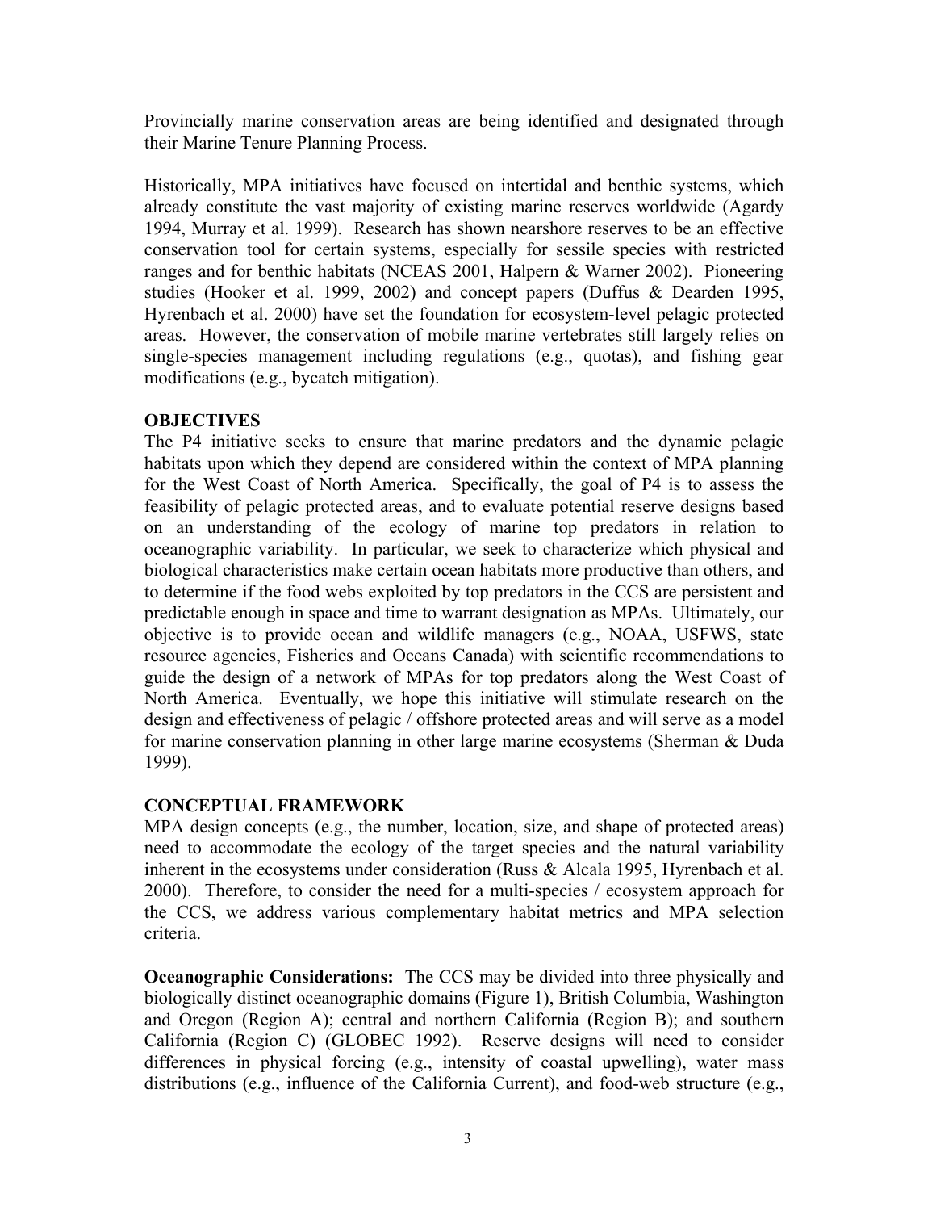Provincially marine conservation areas are being identified and designated through their Marine Tenure Planning Process.

Historically, MPA initiatives have focused on intertidal and benthic systems, which already constitute the vast majority of existing marine reserves worldwide (Agardy 1994, Murray et al. 1999). Research has shown nearshore reserves to be an effective conservation tool for certain systems, especially for sessile species with restricted ranges and for benthic habitats (NCEAS 2001, Halpern & Warner 2002). Pioneering studies (Hooker et al. 1999, 2002) and concept papers (Duffus & Dearden 1995, Hyrenbach et al. 2000) have set the foundation for ecosystem-level pelagic protected areas. However, the conservation of mobile marine vertebrates still largely relies on single-species management including regulations (e.g., quotas), and fishing gear modifications (e.g., bycatch mitigation).

**OBJECTIVES**

The P4 initiative seeks to ensure that marine predators and the dynamic pelagic habitats upon which they depend are considered within the context of MPA planning for the West Coast of North America. Specifically, the goal of P4 is to assess the feasibility of pelagic protected areas, and to evaluate potential reserve designs based on an understanding of the ecology of marine top predators in relation to oceanographic variability. In particular, we seek to characterize which physical and biological characteristics make certain ocean habitats more productive than others, and to determine if the food webs exploited by top predators in the CCS are persistent and predictable enough in space and time to warrant designation as MPAs. Ultimately, our objective is to provide ocean and wildlife managers (e.g., NOAA, USFWS, state resource agencies, Fisheries and Oceans Canada) with scientific recommendations to guide the design of a network of MPAs for top predators along the West Coast of North America. Eventually, we hope this initiative will stimulate research on the design and effectiveness of pelagic / offshore protected areas and will serve as a model for marine conservation planning in other large marine ecosystems (Sherman & Duda 1999).

**CONCEPTUAL FRAMEWORK**

MPA design concepts (e.g., the number, location, size, and shape of protected areas) need to accommodate the ecology of the target species and the natural variability inherent in the ecosystems under consideration (Russ & Alcala 1995, Hyrenbach et al. 2000). Therefore, to consider the need for a multi-species / ecosystem approach for the CCS, we address various complementary habitat metrics and MPA selection criteria.

**Oceanographic Considerations:** The CCS may be divided into three physically and biologically distinct oceanographic domains (Figure 1), British Columbia, Washington and Oregon (Region A); central and northern California (Region B); and southern California (Region C) (GLOBEC 1992). Reserve designs will need to consider differences in physical forcing (e.g., intensity of coastal upwelling), water mass distributions (e.g., influence of the California Current), and food-web structure (e.g.,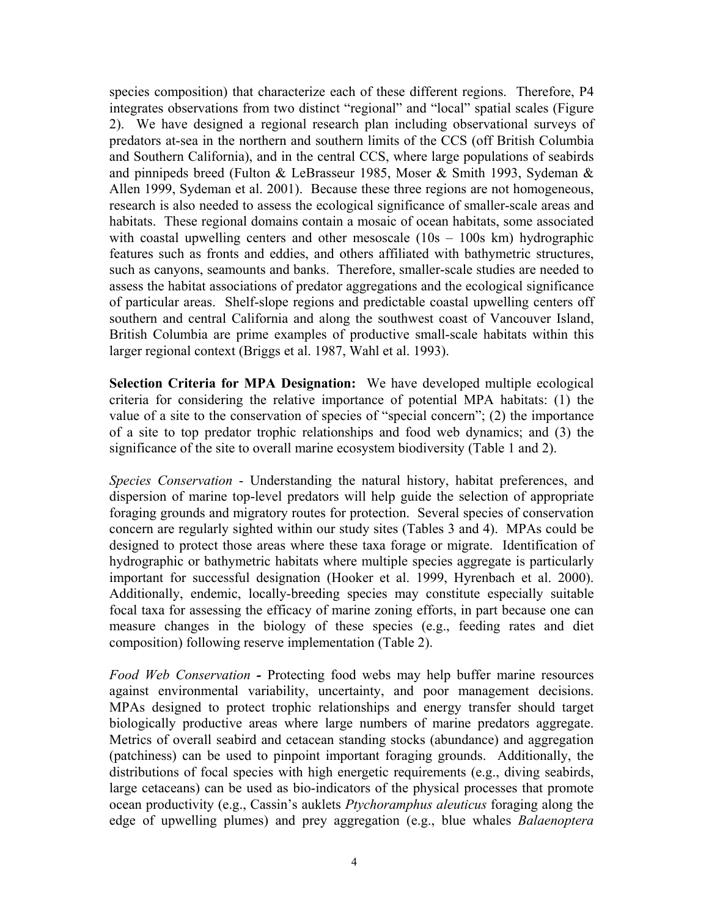species composition) that characterize each of these different regions. Therefore, P4 integrates observations from two distinct "regional" and "local" spatial scales (Figure 2). We have designed a regional research plan including observational surveys of predators at-sea in the northern and southern limits of the CCS (off British Columbia and Southern California), and in the central CCS, where large populations of seabirds and pinnipeds breed (Fulton & LeBrasseur 1985, Moser & Smith 1993, Sydeman & Allen 1999, Sydeman et al. 2001). Because these three regions are not homogeneous, research is also needed to assess the ecological significance of smaller-scale areas and habitats. These regional domains contain a mosaic of ocean habitats, some associated with coastal upwelling centers and other mesoscale (10s – 100s km) hydrographic features such as fronts and eddies, and others affiliated with bathymetric structures, such as canyons, seamounts and banks. Therefore, smaller-scale studies are needed to assess the habitat associations of predator aggregations and the ecological significance of particular areas. Shelf-slope regions and predictable coastal upwelling centers off southern and central California and along the southwest coast of Vancouver Island, British Columbia are prime examples of productive small-scale habitats within this larger regional context (Briggs et al. 1987, Wahl et al. 1993).

**Selection Criteria for MPA Designation:** We have developed multiple ecological criteria for considering the relative importance of potential MPA habitats: (1) the value of a site to the conservation of species of "special concern"; (2) the importance of a site to top predator trophic relationships and food web dynamics; and (3) the significance of the site to overall marine ecosystem biodiversity (Table 1 and 2).

*Species Conservation* - Understanding the natural history, habitat preferences, and dispersion of marine top-level predators will help guide the selection of appropriate foraging grounds and migratory routes for protection. Several species of conservation concern are regularly sighted within our study sites (Tables 3 and 4). MPAs could be designed to protect those areas where these taxa forage or migrate. Identification of hydrographic or bathymetric habitats where multiple species aggregate is particularly important for successful designation (Hooker et al. 1999, Hyrenbach et al. 2000). Additionally, endemic, locally-breeding species may constitute especially suitable focal taxa for assessing the efficacy of marine zoning efforts, in part because one can measure changes in the biology of these species (e.g., feeding rates and diet composition) following reserve implementation (Table 2).

*Food Web Conservation* **-** Protecting food webs may help buffer marine resources against environmental variability, uncertainty, and poor management decisions. MPAs designed to protect trophic relationships and energy transfer should target biologically productive areas where large numbers of marine predators aggregate. Metrics of overall seabird and cetacean standing stocks (abundance) and aggregation (patchiness) can be used to pinpoint important foraging grounds. Additionally, the distributions of focal species with high energetic requirements (e.g., diving seabirds, large cetaceans) can be used as bio-indicators of the physical processes that promote ocean productivity (e.g., Cassin's auklets *Ptychoramphus aleuticus* foraging along the edge of upwelling plumes) and prey aggregation (e.g., blue whales *Balaenoptera*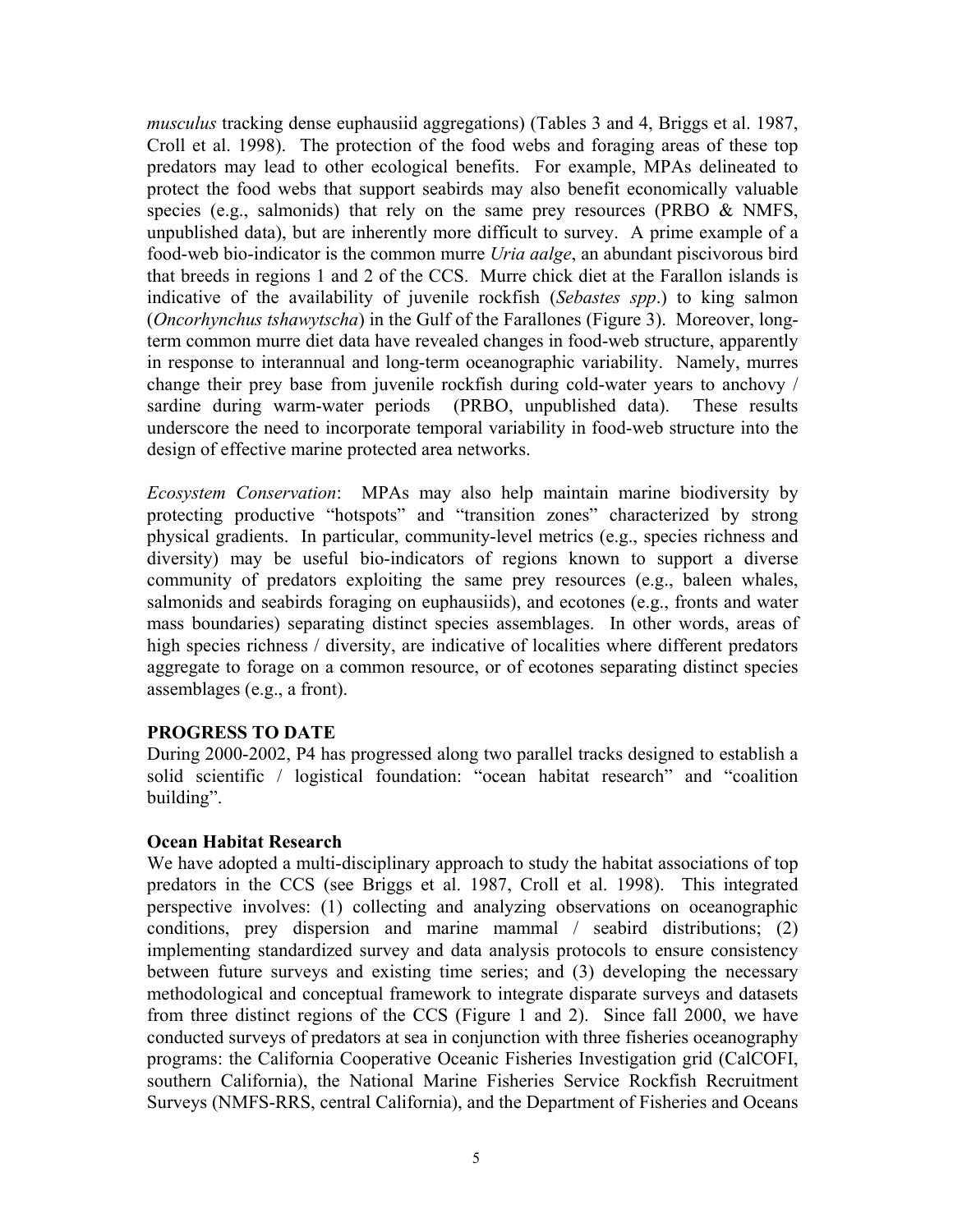*musculus* tracking dense euphausiid aggregations) (Tables 3 and 4, Briggs et al. 1987, Croll et al. 1998). The protection of the food webs and foraging areas of these top predators may lead to other ecological benefits. For example, MPAs delineated to protect the food webs that support seabirds may also benefit economically valuable species (e.g., salmonids) that rely on the same prey resources (PRBO & NMFS, unpublished data), but are inherently more difficult to survey. A prime example of a food-web bio-indicator is the common murre *Uria aalge*, an abundant piscivorous bird that breeds in regions 1 and 2 of the CCS. Murre chick diet at the Farallon islands is indicative of the availability of juvenile rockfish (*Sebastes spp*.) to king salmon (*Oncorhynchus tshawytscha*) in the Gulf of the Farallones (Figure 3). Moreover, long-term common murre diet data have revealed changes in food-web structure, apparently in response to interannual and long-term oceanographic variability. Namely, murres change their prey base from juvenile rockfish during cold-water years to anchovy / sardine during warm-water periods (PRBO, unpublished data). These results underscore the need to incorporate temporal variability in food-web structure into the design of effective marine protected area networks.

*Ecosystem Conservation*: MPAs may also help maintain marine biodiversity by protecting productive "hotspots" and "transition zones" characterized by strong physical gradients. In particular, community-level metrics (e.g., species richness and diversity) may be useful bio-indicators of regions known to support a diverse community of predators exploiting the same prey resources (e.g., baleen whales, salmonids and seabirds foraging on euphausiids), and ecotones (e.g., fronts and water mass boundaries) separating distinct species assemblages. In other words, areas of high species richness / diversity, are indicative of localities where different predators aggregate to forage on a common resource, or of ecotones separating distinct species assemblages (e.g., a front).

## PROGRESS TO DATE

During 2000-2002, P4 has progressed along two parallel tracks designed to establish a solid scientific / logistical foundation: "ocean habitat research" and "coalition building".

### Ocean Habitat Research

We have adopted a multi-disciplinary approach to study the habitat associations of top predators in the CCS (see Briggs et al. 1987, Croll et al. 1998). This integrated perspective involves: (1) collecting and analyzing observations on oceanographic conditions, prey dispersion and marine mammal / seabird distributions; (2) implementing standardized survey and data analysis protocols to ensure consistency between future surveys and existing time series; and (3) developing the necessary methodological and conceptual framework to integrate disparate surveys and datasets from three distinct regions of the CCS (Figure 1 and 2). Since fall 2000, we have conducted surveys of predators at sea in conjunction with three fisheries oceanography programs: the California Cooperative Oceanic Fisheries Investigation grid (CalCOFI, southern California), the National Marine Fisheries Service Rockfish Recruitment Surveys (NMFS-RRS, central California), and the Department of Fisheries and Oceans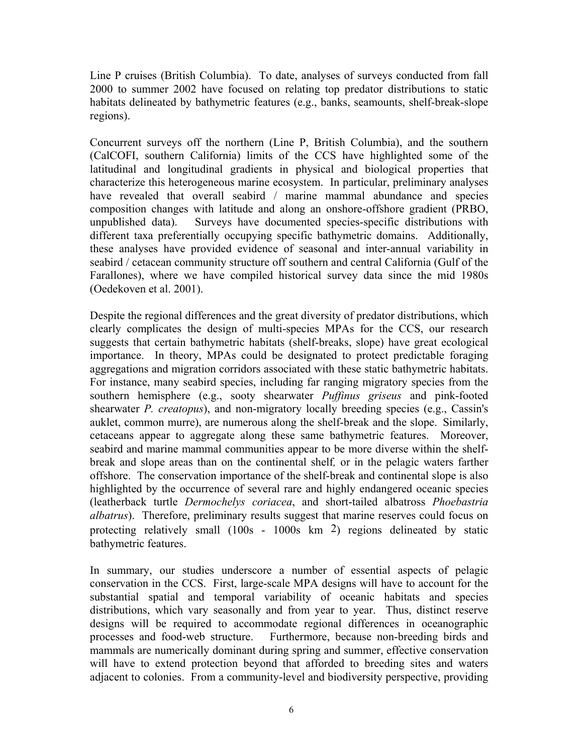Line P cruises (British Columbia). To date, analyses of surveys conducted from fall 2000 to summer 2002 have focused on relating top predator distributions to static habitats delineated by bathymetric features (e.g., banks, seamounts, shelf-break-slope regions).

Concurrent surveys off the northern (Line P, British Columbia), and the southern (CalCOFI, southern California) limits of the CCS have highlighted some of the latitudinal and longitudinal gradients in physical and biological properties that characterize this heterogeneous marine ecosystem. In particular, preliminary analyses have revealed that overall seabird / marine mammal abundance and species composition changes with latitude and along an onshore-offshore gradient (PRBO, unpublished data). Surveys have documented species-specific distributions with different taxa preferentially occupying specific bathymetric domains. Additionally, these analyses have provided evidence of seasonal and inter-annual variability in seabird / cetacean community structure off southern and central California (Gulf of the Farallones), where we have compiled historical survey data since the mid 1980s (Oedekoven et al. 2001).

Despite the regional differences and the great diversity of predator distributions, which clearly complicates the design of multi-species MPAs for the CCS, our research suggests that certain bathymetric habitats (shelf-breaks, slope) have great ecological importance. In theory, MPAs could be designated to protect predictable foraging aggregations and migration corridors associated with these static bathymetric habitats. For instance, many seabird species, including far ranging migratory species from the southern hemisphere (e.g., sooty shearwater *Puffinus griseus* and pink-footed shearwater *P. creatopus*), and non-migratory locally breeding species (e.g., Cassin's auklet, common murre), are numerous along the shelf-break and the slope. Similarly, cetaceans appear to aggregate along these same bathymetric features. Moreover, seabird and marine mammal communities appear to be more diverse within the shelf-break and slope areas than on the continental shelf, or in the pelagic waters farther offshore. The conservation importance of the shelf-break and continental slope is also highlighted by the occurrence of several rare and highly endangered oceanic species (leatherback turtle *Dermochelys coriacea*, and short-tailed albatross *Phoebastria albatrus*). Therefore, preliminary results suggest that marine reserves could focus on protecting relatively small (100s - 1000s $km^2$) regions delineated by static bathymetric features.

In summary, our studies underscore a number of essential aspects of pelagic conservation in the CCS. First, large-scale MPA designs will have to account for the substantial spatial and temporal variability of oceanic habitats and species distributions, which vary seasonally and from year to year. Thus, distinct reserve designs will be required to accommodate regional differences in oceanographic processes and food-web structure. Furthermore, because non-breeding birds and mammals are numerically dominant during spring and summer, effective conservation will have to extend protection beyond that afforded to breeding sites and waters adjacent to colonies. From a community-level and biodiversity perspective, providing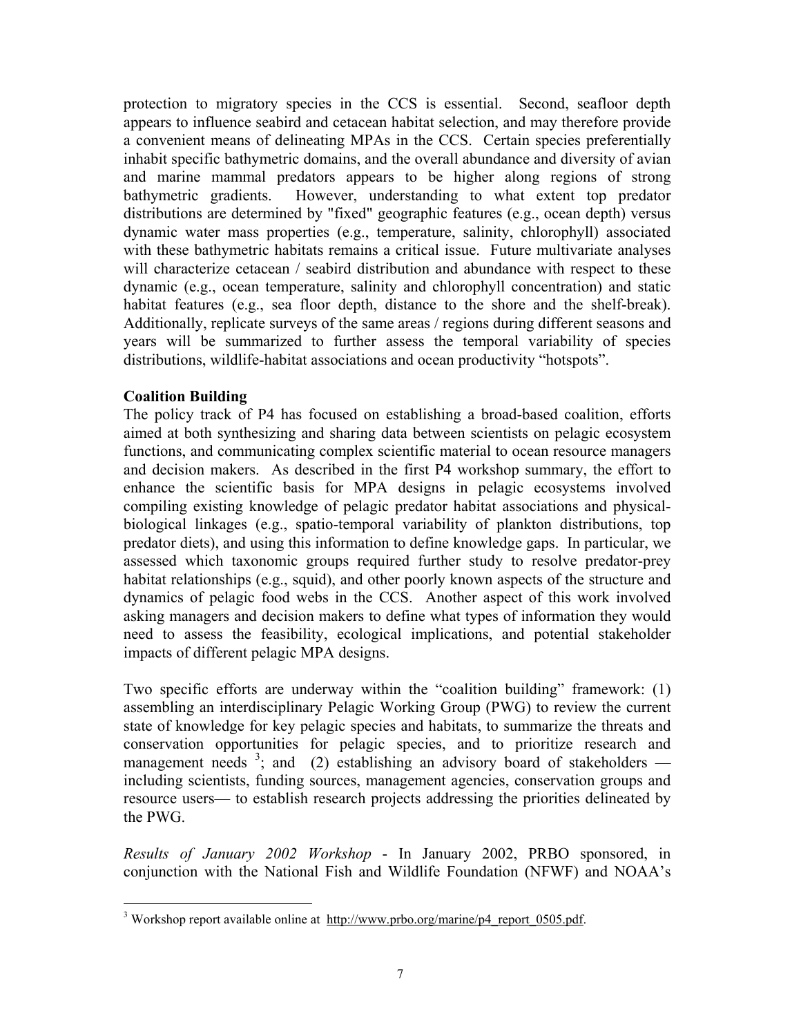protection to migratory species in the CCS is essential. Second, seafloor depth appears to influence seabird and cetacean habitat selection, and may therefore provide a convenient means of delineating MPAs in the CCS. Certain species preferentially inhabit specific bathymetric domains, and the overall abundance and diversity of avian and marine mammal predators appears to be higher along regions of strong bathymetric gradients. However, understanding to what extent top predator distributions are determined by "fixed" geographic features (e.g., ocean depth) versus dynamic water mass properties (e.g., temperature, salinity, chlorophyll) associated with these bathymetric habitats remains a critical issue. Future multivariate analyses will characterize cetacean / seabird distribution and abundance with respect to these dynamic (e.g., ocean temperature, salinity and chlorophyll concentration) and static habitat features (e.g., sea floor depth, distance to the shore and the shelf-break). Additionally, replicate surveys of the same areas / regions during different seasons and years will be summarized to further assess the temporal variability of species distributions, wildlife-habitat associations and ocean productivity "hotspots".

**Coalition Building**

The policy track of P4 has focused on establishing a broad-based coalition, efforts aimed at both synthesizing and sharing data between scientists on pelagic ecosystem functions, and communicating complex scientific material to ocean resource managers and decision makers. As described in the first P4 workshop summary, the effort to enhance the scientific basis for MPA designs in pelagic ecosystems involved compiling existing knowledge of pelagic predator habitat associations and physical-biological linkages (e.g., spatio-temporal variability of plankton distributions, top predator diets), and using this information to define knowledge gaps. In particular, we assessed which taxonomic groups required further study to resolve predator-prey habitat relationships (e.g., squid), and other poorly known aspects of the structure and dynamics of pelagic food webs in the CCS. Another aspect of this work involved asking managers and decision makers to define what types of information they would need to assess the feasibility, ecological implications, and potential stakeholder impacts of different pelagic MPA designs.

Two specific efforts are underway within the "coalition building" framework: (1) assembling an interdisciplinary Pelagic Working Group (PWG) to review the current state of knowledge for key pelagic species and habitats, to summarize the threats and conservation opportunities for pelagic species, and to prioritize research and management needs [3]; and (2) establishing an advisory board of stakeholders — including scientists, funding sources, management agencies, conservation groups and resource users— to establish research projects addressing the priorities delineated by the PWG.

*Results of January 2002 Workshop* - In January 2002, PRBO sponsored, in conjunction with the National Fish and Wildlife Foundation (NFWF) and NOAA's

[3] Workshop report available online at http://www.prbo.org/marine/p4_report_0505.pdf.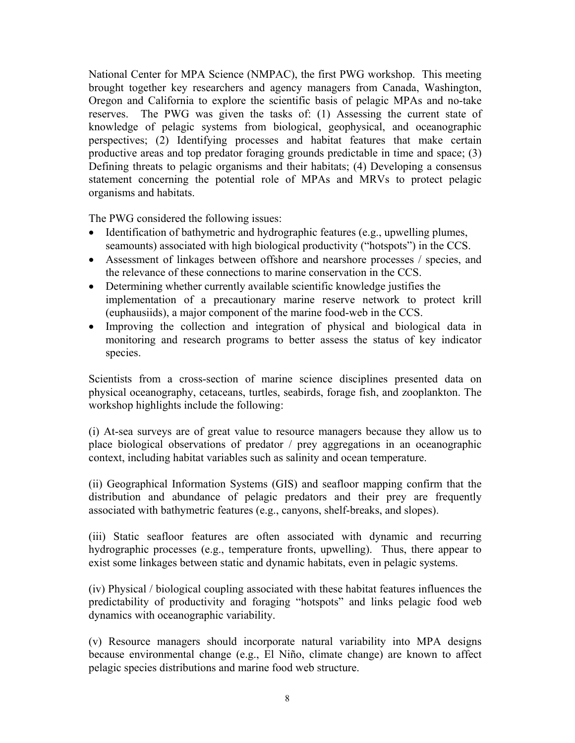National Center for MPA Science (NMPAC), the first PWG workshop. This meeting brought together key researchers and agency managers from Canada, Washington, Oregon and California to explore the scientific basis of pelagic MPAs and no-take reserves. The PWG was given the tasks of: (1) Assessing the current state of knowledge of pelagic systems from biological, geophysical, and oceanographic perspectives; (2) Identifying processes and habitat features that make certain productive areas and top predator foraging grounds predictable in time and space; (3) Defining threats to pelagic organisms and their habitats; (4) Developing a consensus statement concerning the potential role of MPAs and MRVs to protect pelagic organisms and habitats.

The PWG considered the following issues:

- Identification of bathymetric and hydrographic features (e.g., upwelling plumes, seamounts) associated with high biological productivity ("hotspots") in the CCS.
- Assessment of linkages between offshore and nearshore processes / species, and the relevance of these connections to marine conservation in the CCS.
- Determining whether currently available scientific knowledge justifies the implementation of a precautionary marine reserve network to protect krill (euphausiids), a major component of the marine food-web in the CCS.
- Improving the collection and integration of physical and biological data in monitoring and research programs to better assess the status of key indicator species.

Scientists from a cross-section of marine science disciplines presented data on physical oceanography, cetaceans, turtles, seabirds, forage fish, and zooplankton. The workshop highlights include the following:

(i) At-sea surveys are of great value to resource managers because they allow us to place biological observations of predator / prey aggregations in an oceanographic context, including habitat variables such as salinity and ocean temperature.

(ii) Geographical Information Systems (GIS) and seafloor mapping confirm that the distribution and abundance of pelagic predators and their prey are frequently associated with bathymetric features (e.g., canyons, shelf-breaks, and slopes).

(iii) Static seafloor features are often associated with dynamic and recurring hydrographic processes (e.g., temperature fronts, upwelling). Thus, there appear to exist some linkages between static and dynamic habitats, even in pelagic systems.

(iv) Physical / biological coupling associated with these habitat features influences the predictability of productivity and foraging "hotspots" and links pelagic food web dynamics with oceanographic variability.

(v) Resource managers should incorporate natural variability into MPA designs because environmental change (e.g., El Niño, climate change) are known to affect pelagic species distributions and marine food web structure.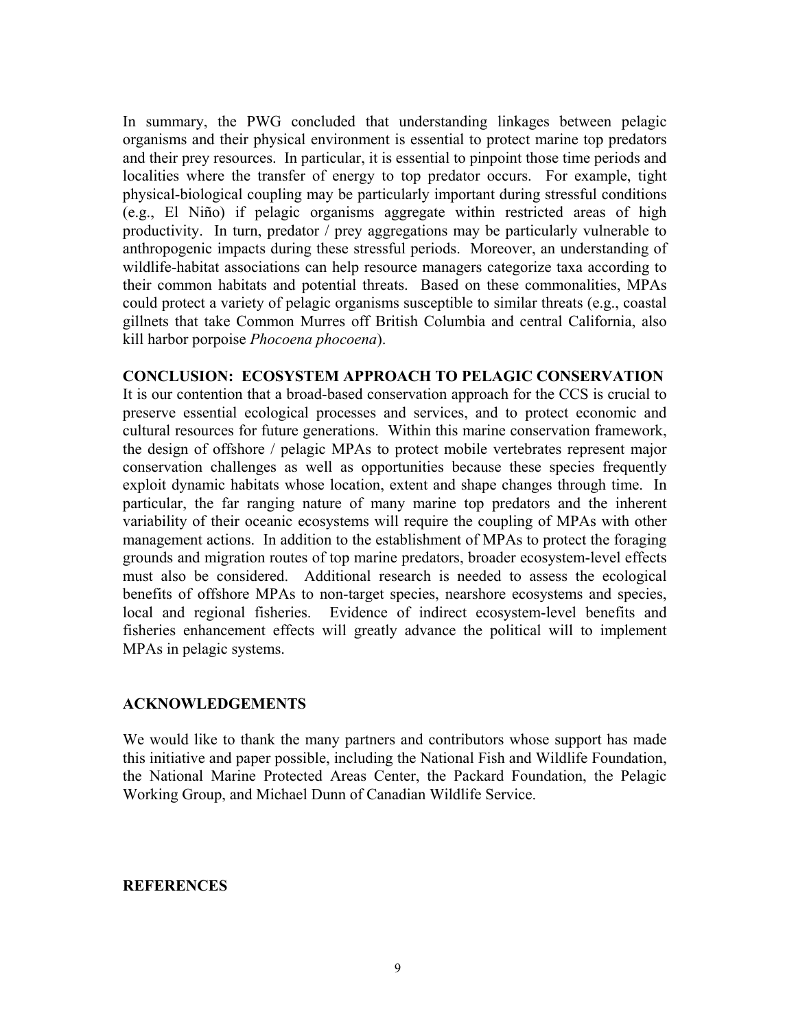In summary, the PWG concluded that understanding linkages between pelagic organisms and their physical environment is essential to protect marine top predators and their prey resources. In particular, it is essential to pinpoint those time periods and localities where the transfer of energy to top predator occurs. For example, tight physical-biological coupling may be particularly important during stressful conditions (e.g., El Niño) if pelagic organisms aggregate within restricted areas of high productivity. In turn, predator / prey aggregations may be particularly vulnerable to anthropogenic impacts during these stressful periods. Moreover, an understanding of wildlife-habitat associations can help resource managers categorize taxa according to their common habitats and potential threats. Based on these commonalities, MPAs could protect a variety of pelagic organisms susceptible to similar threats (e.g., coastal gillnets that take Common Murres off British Columbia and central California, also kill harbor porpoise *Phocoena phocoena*).

## CONCLUSION: ECOSYSTEM APPROACH TO PELAGIC CONSERVATION

It is our contention that a broad-based conservation approach for the CCS is crucial to preserve essential ecological processes and services, and to protect economic and cultural resources for future generations. Within this marine conservation framework, the design of offshore / pelagic MPAs to protect mobile vertebrates represent major conservation challenges as well as opportunities because these species frequently exploit dynamic habitats whose location, extent and shape changes through time. In particular, the far ranging nature of many marine top predators and the inherent variability of their oceanic ecosystems will require the coupling of MPAs with other management actions. In addition to the establishment of MPAs to protect the foraging grounds and migration routes of top marine predators, broader ecosystem-level effects must also be considered. Additional research is needed to assess the ecological benefits of offshore MPAs to non-target species, nearshore ecosystems and species, local and regional fisheries. Evidence of indirect ecosystem-level benefits and fisheries enhancement effects will greatly advance the political will to implement MPAs in pelagic systems.

## ACKNOWLEDGEMENTS

We would like to thank the many partners and contributors whose support has made this initiative and paper possible, including the National Fish and Wildlife Foundation, the National Marine Protected Areas Center, the Packard Foundation, the Pelagic Working Group, and Michael Dunn of Canadian Wildlife Service.

## REFERENCES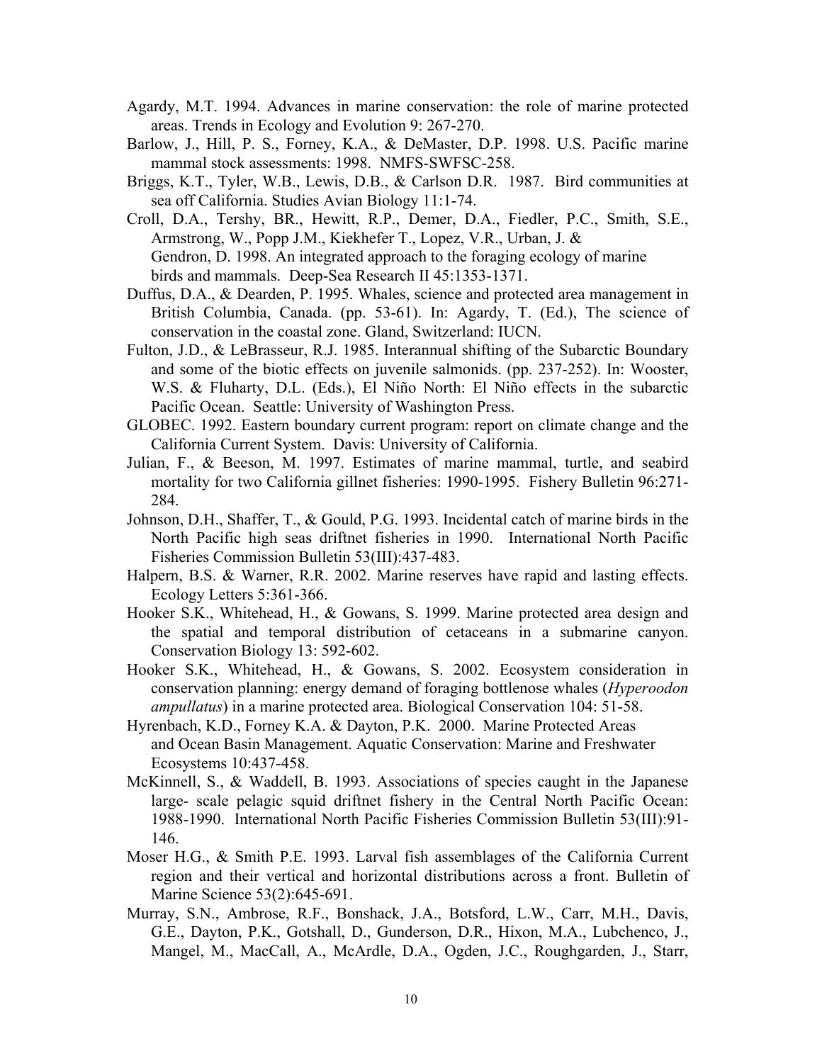Agardy, M.T. 1994. Advances in marine conservation: the role of marine protected areas. Trends in Ecology and Evolution 9: 267-270.

Barlow, J., Hill, P. S., Forney, K.A., & DeMaster, D.P. 1998. U.S. Pacific marine mammal stock assessments: 1998. NMFS-SWFSC-258.

Briggs, K.T., Tyler, W.B., Lewis, D.B., & Carlson D.R. 1987. Bird communities at sea off California. Studies Avian Biology 11:1-74.

Croll, D.A., Tershy, BR., Hewitt, R.P., Demer, D.A., Fiedler, P.C., Smith, S.E., Armstrong, W., Popp J.M., Kiekhefer T., Lopez, V.R., Urban, J. & Gendron, D. 1998. An integrated approach to the foraging ecology of marine birds and mammals. Deep-Sea Research II 45:1353-1371.

Duffus, D.A., & Dearden, P. 1995. Whales, science and protected area management in British Columbia, Canada. (pp. 53-61). In: Agardy, T. (Ed.), The science of conservation in the coastal zone. Gland, Switzerland: IUCN.

Fulton, J.D., & LeBrasseur, R.J. 1985. Interannual shifting of the Subarctic Boundary and some of the biotic effects on juvenile salmonids. (pp. 237-252). In: Wooster, W.S. & Fluharty, D.L. (Eds.), El Niño North: El Niño effects in the subarctic Pacific Ocean. Seattle: University of Washington Press.

GLOBEC. 1992. Eastern boundary current program: report on climate change and the California Current System. Davis: University of California.

Julian, F., & Beeson, M. 1997. Estimates of marine mammal, turtle, and seabird mortality for two California gillnet fisheries: 1990-1995. Fishery Bulletin 96:271-284.

Johnson, D.H., Shaffer, T., & Gould, P.G. 1993. Incidental catch of marine birds in the North Pacific high seas driftnet fisheries in 1990. International North Pacific Fisheries Commission Bulletin 53(III):437-483.

Halpern, B.S. & Warner, R.R. 2002. Marine reserves have rapid and lasting effects. Ecology Letters 5:361-366.

Hooker S.K., Whitehead, H., & Gowans, S. 1999. Marine protected area design and the spatial and temporal distribution of cetaceans in a submarine canyon. Conservation Biology 13: 592-602.

Hooker S.K., Whitehead, H., & Gowans, S. 2002. Ecosystem consideration in conservation planning: energy demand of foraging bottlenose whales (*Hyperoodon ampullatus*) in a marine protected area. Biological Conservation 104: 51-58.

Hyrenbach, K.D., Forney K.A. & Dayton, P.K. 2000. Marine Protected Areas and Ocean Basin Management. Aquatic Conservation: Marine and Freshwater Ecosystems 10:437-458.

McKinnell, S., & Waddell, B. 1993. Associations of species caught in the Japanese large- scale pelagic squid driftnet fishery in the Central North Pacific Ocean: 1988-1990. International North Pacific Fisheries Commission Bulletin 53(III):91-146.

Moser H.G., & Smith P.E. 1993. Larval fish assemblages of the California Current region and their vertical and horizontal distributions across a front. Bulletin of Marine Science 53(2):645-691.

Murray, S.N., Ambrose, R.F., Bonshack, J.A., Botsford, L.W., Carr, M.H., Davis, G.E., Dayton, P.K., Gotshall, D., Gunderson, D.R., Hixon, M.A., Lubchenco, J., Mangel, M., MacCall, A., McArdle, D.A., Ogden, J.C., Roughgarden, J., Starr,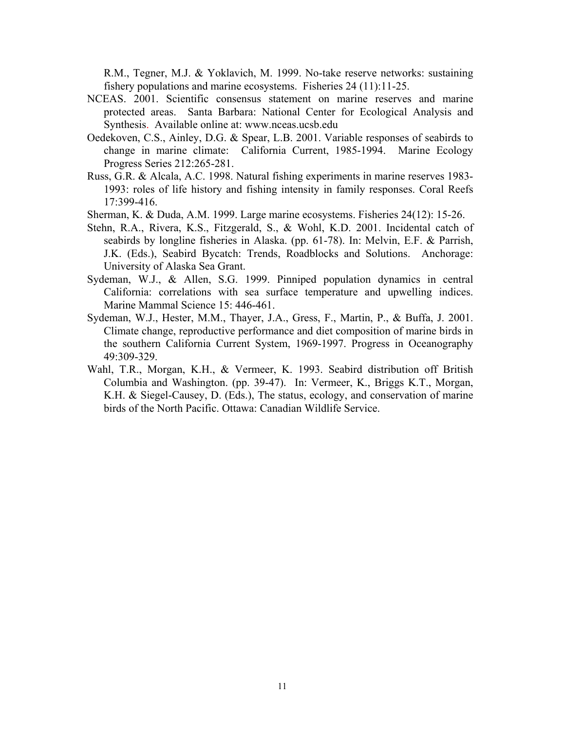R.M., Tegner, M.J. & Yoklavich, M. 1999. No-take reserve networks: sustaining fishery populations and marine ecosystems. Fisheries 24 (11):11-25.

NCEAS. 2001. Scientific consensus statement on marine reserves and marine protected areas. Santa Barbara: National Center for Ecological Analysis and Synthesis. Available online at: www.nceas.ucsb.edu

Oedekoven, C.S., Ainley, D.G. & Spear, L.B. 2001. Variable responses of seabirds to change in marine climate: California Current, 1985-1994. Marine Ecology Progress Series 212:265-281.

Russ, G.R. & Alcala, A.C. 1998. Natural fishing experiments in marine reserves 1983-1993: roles of life history and fishing intensity in family responses. Coral Reefs 17:399-416.

Sherman, K. & Duda, A.M. 1999. Large marine ecosystems. Fisheries 24(12): 15-26.

Stehn, R.A., Rivera, K.S., Fitzgerald, S., & Wohl, K.D. 2001. Incidental catch of seabirds by longline fisheries in Alaska. (pp. 61-78). In: Melvin, E.F. & Parrish, J.K. (Eds.), Seabird Bycatch: Trends, Roadblocks and Solutions. Anchorage: University of Alaska Sea Grant.

Sydeman, W.J., & Allen, S.G. 1999. Pinniped population dynamics in central California: correlations with sea surface temperature and upwelling indices. Marine Mammal Science 15: 446-461.

Sydeman, W.J., Hester, M.M., Thayer, J.A., Gress, F., Martin, P., & Buffa, J. 2001. Climate change, reproductive performance and diet composition of marine birds in the southern California Current System, 1969-1997. Progress in Oceanography 49:309-329.

Wahl, T.R., Morgan, K.H., & Vermeer, K. 1993. Seabird distribution off British Columbia and Washington. (pp. 39-47). In: Vermeer, K., Briggs K.T., Morgan, K.H. & Siegel-Causey, D. (Eds.), The status, ecology, and conservation of marine birds of the North Pacific. Ottawa: Canadian Wildlife Service.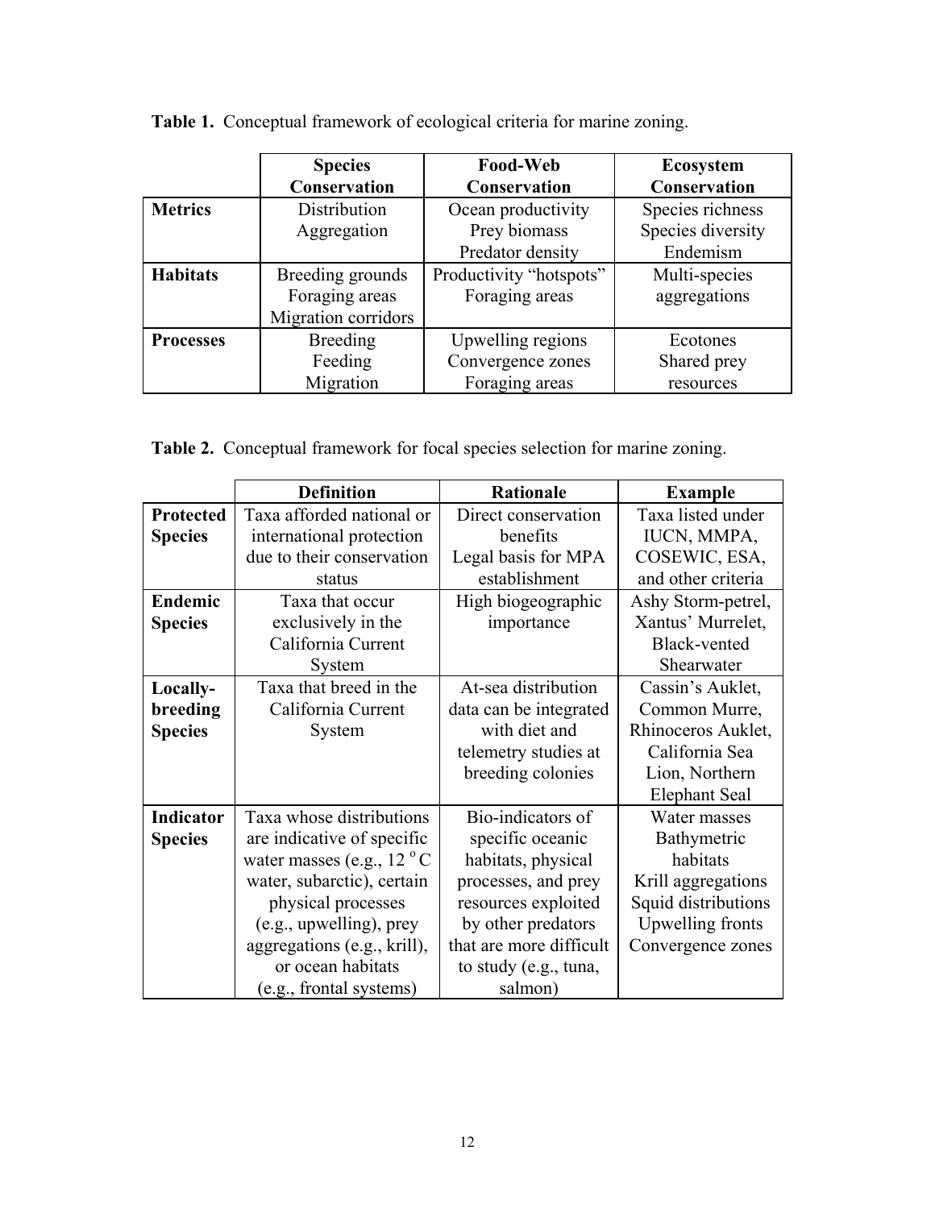**Table 1.** Conceptual framework of ecological criteria for marine zoning.

| | Species Conservation | Food-Web Conservation | Ecosystem Conservation |
|---|---|---|---|
| **Metrics** | Distribution<br>Aggregation | Ocean productivity<br>Prey biomass<br>Predator density | Species richness<br>Species diversity<br>Endemism |
| **Habitats** | Breeding grounds<br>Foraging areas<br>Migration corridors | Productivity "hotspots"<br>Foraging areas | Multi-species aggregations |
| **Processes** | Breeding<br>Feeding<br>Migration | Upwelling regions<br>Convergence zones<br>Foraging areas | Ecotones<br>Shared prey resources |

**Table 2.** Conceptual framework for focal species selection for marine zoning.

| | Definition | Rationale | Example |
|---|---|---|---|
| **Protected Species** | Taxa afforded national or international protection due to their conservation status | Direct conservation benefits<br>Legal basis for MPA establishment | Taxa listed under IUCN, MMPA, COSEWIC, ESA, and other criteria |
| **Endemic Species** | Taxa that occur exclusively in the California Current System | High biogeographic importance | Ashy Storm-petrel, Xantus' Murrelet, Black-vented Shearwater |
| **Locally-breeding Species** | Taxa that breed in the California Current System | At-sea distribution data can be integrated with diet and telemetry studies at breeding colonies | Cassin's Auklet, Common Murre, Rhinoceros Auklet, California Sea Lion, Northern Elephant Seal |
| **Indicator Species** | Taxa whose distributions are indicative of specific water masses (e.g., 12 $^{o}$C water, subarctic), certain physical processes (e.g., upwelling), prey aggregations (e.g., krill), or ocean habitats (e.g., frontal systems) | Bio-indicators of specific oceanic habitats, physical processes, and prey resources exploited by other predators that are more difficult to study (e.g., tuna, salmon) | Water masses<br>Bathymetric habitats<br>Krill aggregations<br>Squid distributions<br>Upwelling fronts<br>Convergence zones |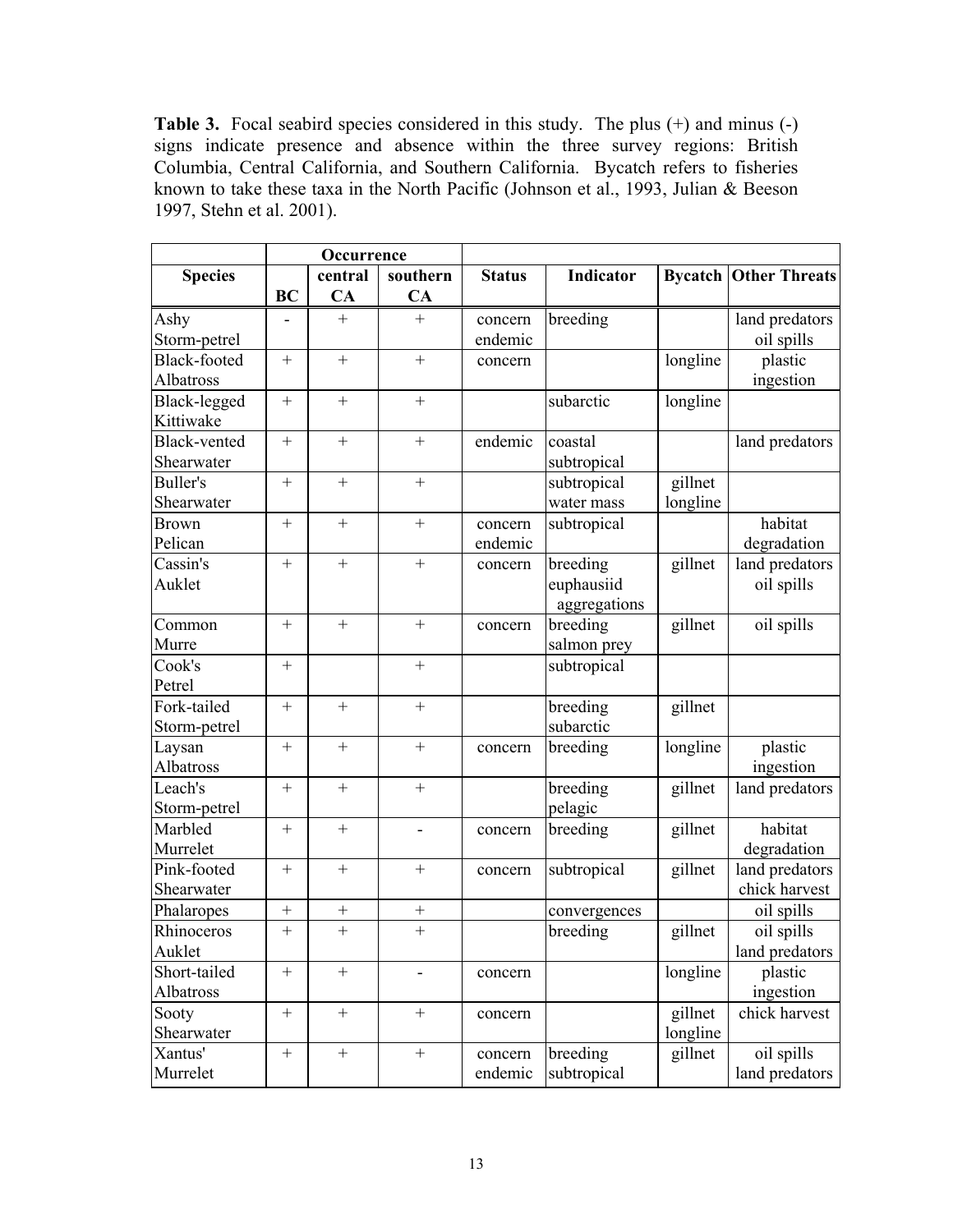**Table 3.** Focal seabird species considered in this study. The plus (+) and minus (-) signs indicate presence and absence within the three survey regions: British Columbia, Central California, and Southern California. Bycatch refers to fisheries known to take these taxa in the North Pacific (Johnson et al., 1993, Julian & Beeson 1997, Stehn et al. 2001).

| | Occurrence | | | | | | |
|---|---|---|---|---|---|---|---|
| **Species** | **BC** | **central CA** | **southern CA** | **Status** | **Indicator** | **Bycatch** | **Other Threats** |
| Ashy Storm-petrel | - | + | + | concern endemic | breeding | | land predators oil spills |
| Black-footed Albatross | + | + | + | concern | | longline | plastic ingestion |
| Black-legged Kittiwake | + | + | + | | subarctic | longline | |
| Black-vented Shearwater | + | + | + | endemic | coastal subtropical | | land predators |
| Buller's Shearwater | + | + | + | | subtropical water mass | gillnet longline | |
| Brown Pelican | + | + | + | concern endemic | subtropical | | habitat degradation |
| Cassin's Auklet | + | + | + | concern | breeding euphausiid aggregations | gillnet | land predators oil spills |
| Common Murre | + | + | + | concern | breeding salmon prey | gillnet | oil spills |
| Cook's Petrel | + | | + | | subtropical | | |
| Fork-tailed Storm-petrel | + | + | + | | breeding subarctic | gillnet | |
| Laysan Albatross | + | + | + | concern | breeding | longline | plastic ingestion |
| Leach's Storm-petrel | + | + | + | | breeding pelagic | gillnet | land predators |
| Marbled Murrelet | + | + | - | concern | breeding | gillnet | habitat degradation |
| Pink-footed Shearwater | + | + | + | concern | subtropical | gillnet | land predators chick harvest |
| Phalaropes | + | + | + | | convergences | | oil spills |
| Rhinoceros Auklet | + | + | + | | breeding | gillnet | oil spills land predators |
| Short-tailed Albatross | + | + | - | concern | | longline | plastic ingestion |
| Sooty Shearwater | + | + | + | concern | | gillnet longline | chick harvest |
| Xantus' Murrelet | + | + | + | concern endemic | breeding subtropical | gillnet | oil spills land predators |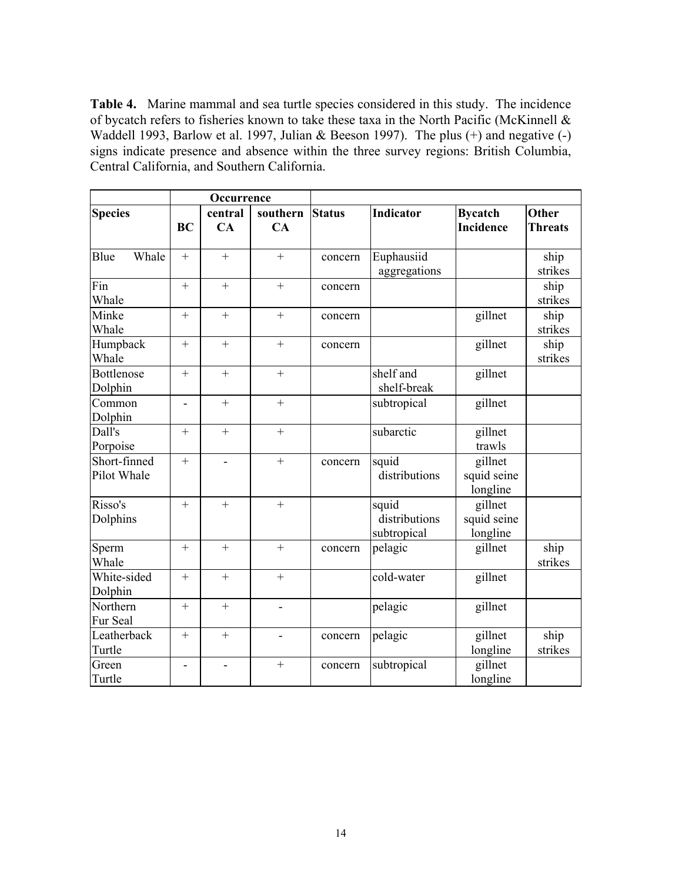**Table 4.** Marine mammal and sea turtle species considered in this study. The incidence of bycatch refers to fisheries known to take these taxa in the North Pacific (McKinnell & Waddell 1993, Barlow et al. 1997, Julian & Beeson 1997). The plus (+) and negative (-) signs indicate presence and absence within the three survey regions: British Columbia, Central California, and Southern California.

| | Occurrence | | | | | | |
|---|---|---|---|---|---|---|---|
| **Species** | **BC** | **central CA** | **southern CA** | **Status** | **Indicator** | **Bycatch Incidence** | **Other Threats** |
| Blue Whale | + | + | + | concern | Euphausiid aggregations | | ship strikes |
| Fin Whale | + | + | + | concern | | | ship strikes |
| Minke Whale | + | + | + | concern | | gillnet | ship strikes |
| Humpback Whale | + | + | + | concern | | gillnet | ship strikes |
| Bottlenose Dolphin | + | + | + | | shelf and shelf-break | gillnet | |
| Common Dolphin | - | + | + | | subtropical | gillnet | |
| Dall's Porpoise | + | + | + | | subarctic | gillnet trawls | |
| Short-finned Pilot Whale | + | - | + | concern | squid distributions | gillnet squid seine longline | |
| Risso's Dolphins | + | + | + | | squid distributions subtropical | gillnet squid seine longline | |
| Sperm Whale | + | + | + | concern | pelagic | gillnet | ship strikes |
| White-sided Dolphin | + | + | + | | cold-water | gillnet | |
| Northern Fur Seal | + | + | - | | pelagic | gillnet | |
| Leatherback Turtle | + | + | - | concern | pelagic | gillnet longline | ship strikes |
| Green Turtle | - | - | + | concern | subtropical | gillnet longline | |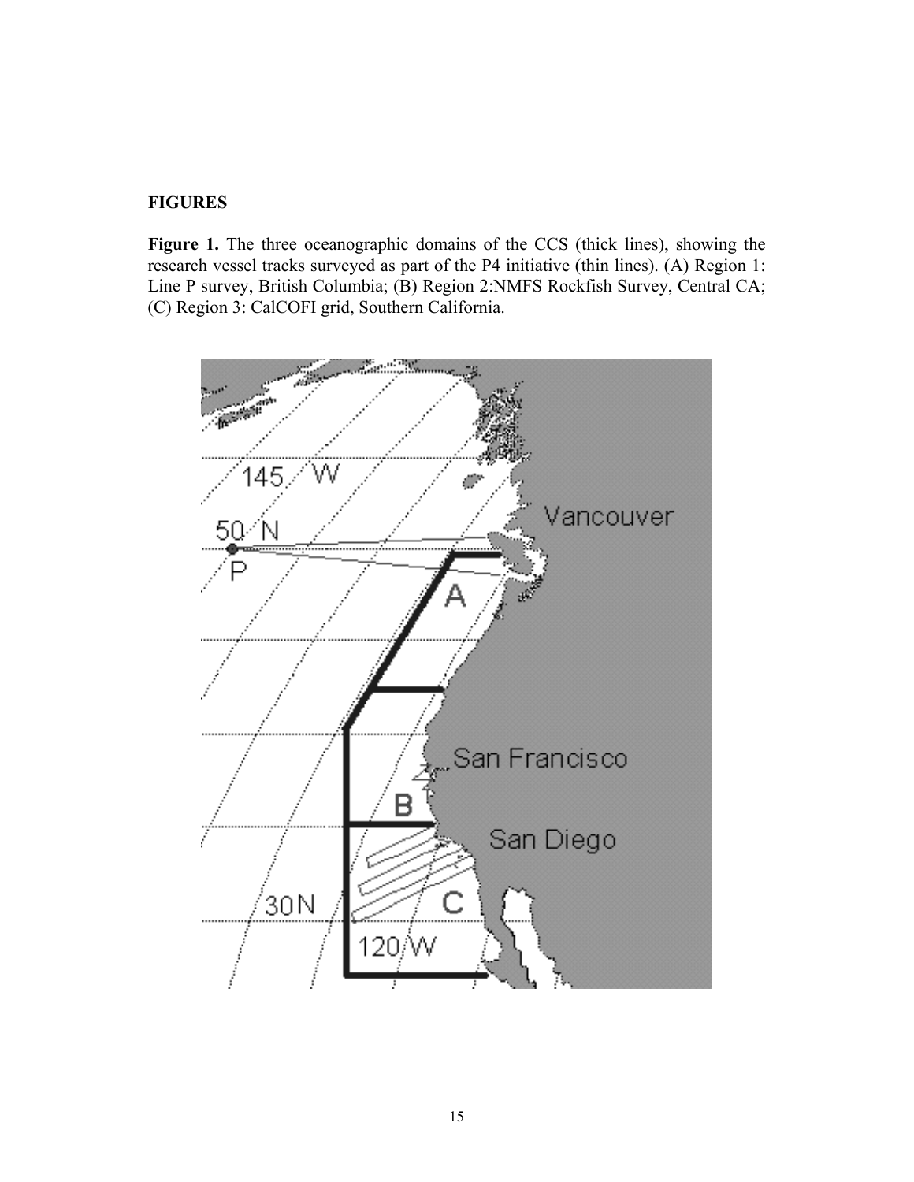**FIGURES**

**Figure 1.** The three oceanographic domains of the CCS (thick lines), showing the research vessel tracks surveyed as part of the P4 initiative (thin lines). (A) Region 1: Line P survey, British Columbia; (B) Region 2:NMFS Rockfish Survey, Central CA; (C) Region 3: CalCOFI grid, Southern California.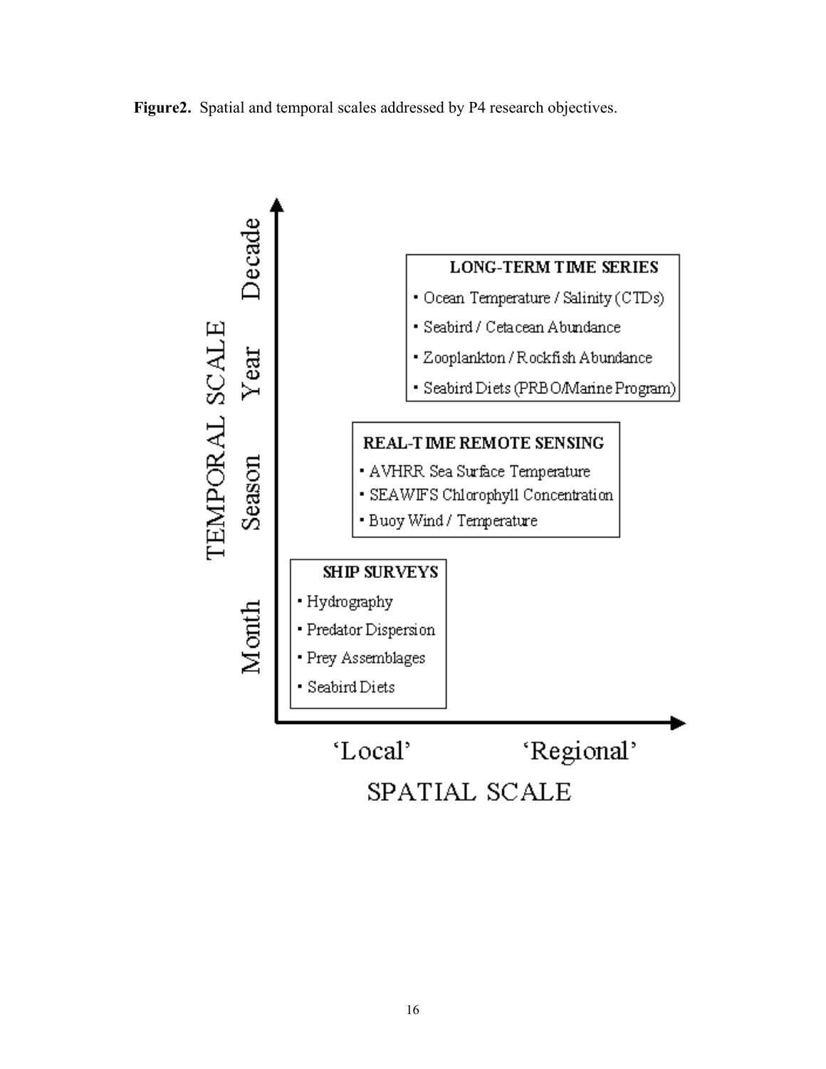**Figure2.** Spatial and temporal scales addressed by P4 research objectives.

TEMPORAL SCALE: Month, Season, Year, Decade

SPATIAL SCALE: 'Local', 'Regional'

**LONG-TERM TIME SERIES**
- Ocean Temperature / Salinity (CTDs)
- Seabird / Cetacean Abundance
- Zooplankton / Rockfish Abundance
- Seabird Diets (PRBO/Marine Program)

**REAL-TIME REMOTE SENSING**
- AVHRR Sea Surface Temperature
- SEAWIFS Chlorophyll Concentration
- Buoy Wind / Temperature

**SHIP SURVEYS**
- Hydrography
- Predator Dispersion
- Prey Assemblages
- Seabird Diets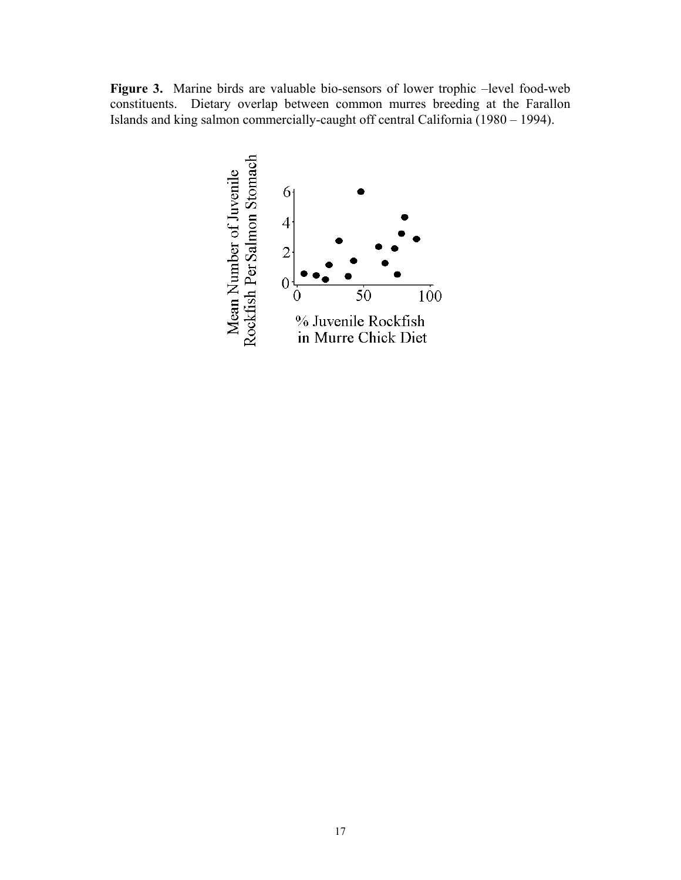**Figure 3.** Marine birds are valuable bio-sensors of lower trophic –level food-web constituents. Dietary overlap between common murres breeding at the Farallon Islands and king salmon commercially-caught off central California (1980 – 1994).

Mean Number of Juvenile Rockfish Per Salmon Stomach

6
4
2
0

0 50 100

% Juvenile Rockfish in Murre Chick Diet